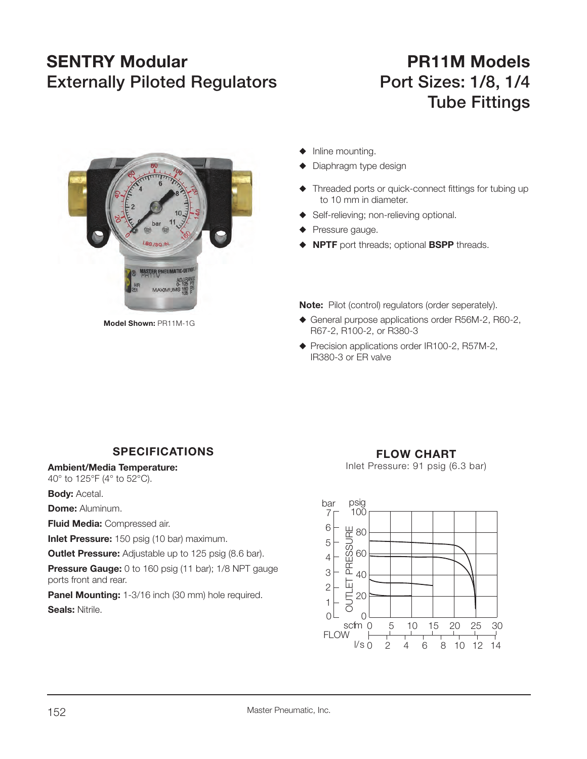# SENTRY Modular Externally Piloted Regulators

# PR11M Models
## Port Sizes: 1/8, 1/4 Tube Fittings

**Model Shown:** PR11M-1G

- Inline mounting.
- Diaphragm type design
- Threaded ports or quick-connect fittings for tubing up to 10 mm in diameter.
- Self-relieving; non-relieving optional.
- Pressure gauge.
- **NPTF** port threads; optional **BSPP** threads.

**Note:** Pilot (control) regulators (order seperately).

- General purpose applications order R56M-2, R60-2, R67-2, R100-2, or R380-3
- Precision applications order IR100-2, R57M-2, IR380-3 or ER valve

## SPECIFICATIONS

**Ambient/Media Temperature:**
40° to 125°F (4° to 52°C).

**Body:** Acetal.

**Dome:** Aluminum.

**Fluid Media:** Compressed air.

**Inlet Pressure:** 150 psig (10 bar) maximum.

**Outlet Pressure:** Adjustable up to 125 psig (8.6 bar).

**Pressure Gauge:** 0 to 160 psig (11 bar); 1/8 NPT gauge ports front and rear.

**Panel Mounting:** 1-3/16 inch (30 mm) hole required.

**Seals:** Nitrile.

## FLOW CHART

Inlet Pressure: 91 psig (6.3 bar)

OUTLET PRESSURE: bar 0–7; psig 0–100

FLOW: scfm 0–30; l/s 0–14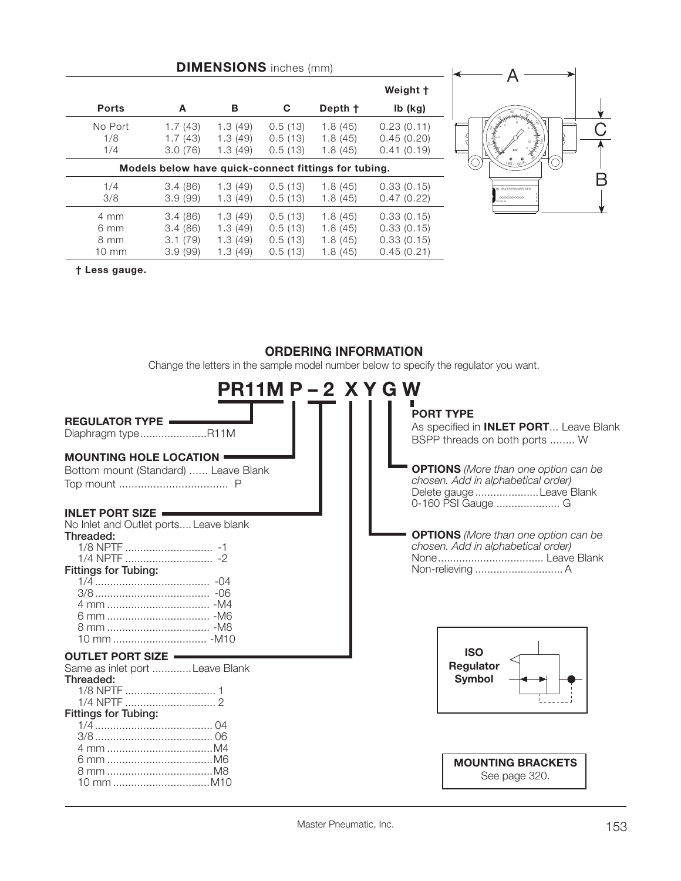## DIMENSIONS inches (mm)

| Ports | A | B | C | Depth † | Weight † lb (kg) |
|---|---|---|---|---|---|
| No Port | 1.7 (43) | 1.3 (49) | 0.5 (13) | 1.8 (45) | 0.23 (0.11) |
| 1/8 | 1.7 (43) | 1.3 (49) | 0.5 (13) | 1.8 (45) | 0.45 (0.20) |
| 1/4 | 3.0 (76) | 1.3 (49) | 0.5 (13) | 1.8 (45) | 0.41 (0.19) |
| **Models below have quick-connect fittings for tubing.** | | | | | |
| 1/4 | 3.4 (86) | 1.3 (49) | 0.5 (13) | 1.8 (45) | 0.33 (0.15) |
| 3/8 | 3.9 (99) | 1.3 (49) | 0.5 (13) | 1.8 (45) | 0.47 (0.22) |
| 4 mm | 3.4 (86) | 1.3 (49) | 0.5 (13) | 1.8 (45) | 0.33 (0.15) |
| 6 mm | 3.4 (86) | 1.3 (49) | 0.5 (13) | 1.8 (45) | 0.33 (0.15) |
| 8 mm | 3.1 (79) | 1.3 (49) | 0.5 (13) | 1.8 (45) | 0.33 (0.15) |
| 10 mm | 3.9 (99) | 1.3 (49) | 0.5 (13) | 1.8 (45) | 0.45 (0.21) |

**† Less gauge.**

A

B

C

## ORDERING INFORMATION

Change the letters in the sample model number below to specify the regulator you want.

**PR11M P – 2 X Y G W**

**REGULATOR TYPE**
Diaphragm type......................R11M

**MOUNTING HOLE LOCATION**
Bottom mount (Standard) ...... Leave Blank
Top mount ................................... P

**INLET PORT SIZE**
No Inlet and Outlet ports.... Leave blank
**Threaded:**
1/8 NPTF ............................. -1
1/4 NPTF ............................. -2
**Fittings for Tubing:**
1/4...................................... -04
3/8...................................... -06
4 mm .................................. -M4
6 mm .................................. -M6
8 mm .................................. -M8
10 mm ............................... -M10

**OUTLET PORT SIZE**
Same as inlet port .............Leave Blank
**Threaded:**
1/8 NPTF .............................. 1
1/4 NPTF .............................. 2
**Fittings for Tubing:**
1/4....................................... 04
3/8....................................... 06
4 mm ...................................M4
6 mm ...................................M6
8 mm ...................................M8
10 mm ................................M10

**PORT TYPE**
As specified in **INLET PORT**... Leave Blank
BSPP threads on both ports ........ W

**OPTIONS** *(More than one option can be chosen. Add in alphabetical order)*
Delete gauge.....................Leave Blank
0-160 PSI Gauge ..................... G

**OPTIONS** *(More than one option can be chosen. Add in alphabetical order)*
None................................... Leave Blank
Non-relieving ............................. A

**ISO Regulator Symbol**

**MOUNTING BRACKETS**
See page 320.

Master Pneumatic, Inc.